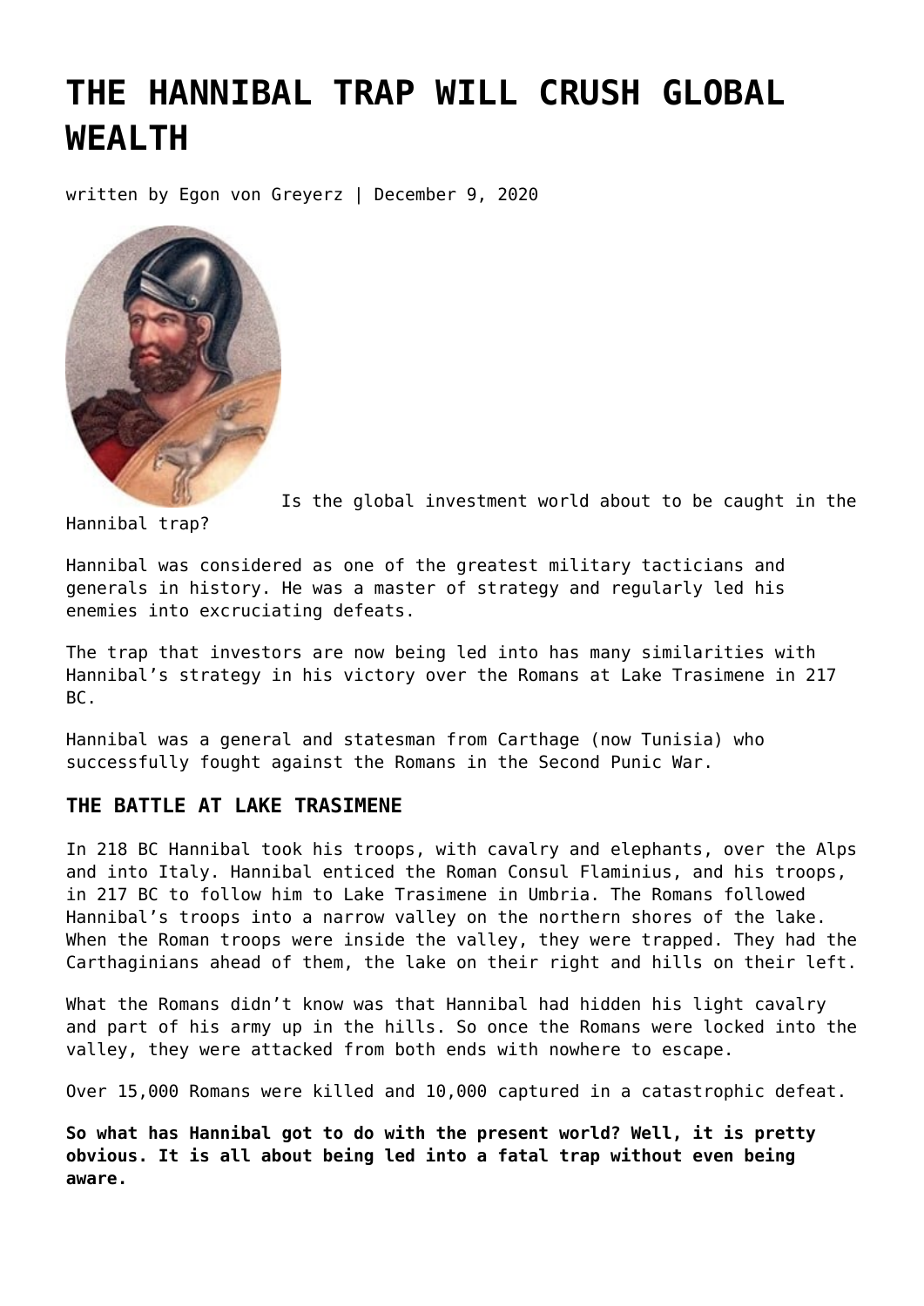# THE HANNIBAL TRAP WILL CRUSH GLOBAL WEALTH

written by Egon von Greyerz | December 9, 2020

Is the global investment world about to be caught in the Hannibal trap?

Hannibal was considered as one of the greatest military tacticians and generals in history. He was a master of strategy and regularly led his enemies into excruciating defeats.

The trap that investors are now being led into has many similarities with Hannibal's strategy in his victory over the Romans at Lake Trasimene in 217 BC.

Hannibal was a general and statesman from Carthage (now Tunisia) who successfully fought against the Romans in the Second Punic War.

### THE BATTLE AT LAKE TRASIMENE

In 218 BC Hannibal took his troops, with cavalry and elephants, over the Alps and into Italy. Hannibal enticed the Roman Consul Flaminius, and his troops, in 217 BC to follow him to Lake Trasimene in Umbria. The Romans followed Hannibal's troops into a narrow valley on the northern shores of the lake. When the Roman troops were inside the valley, they were trapped. They had the Carthaginians ahead of them, the lake on their right and hills on their left.

What the Romans didn't know was that Hannibal had hidden his light cavalry and part of his army up in the hills. So once the Romans were locked into the valley, they were attacked from both ends with nowhere to escape.

Over 15,000 Romans were killed and 10,000 captured in a catastrophic defeat.

**So what has Hannibal got to do with the present world? Well, it is pretty obvious. It is all about being led into a fatal trap without even being aware.**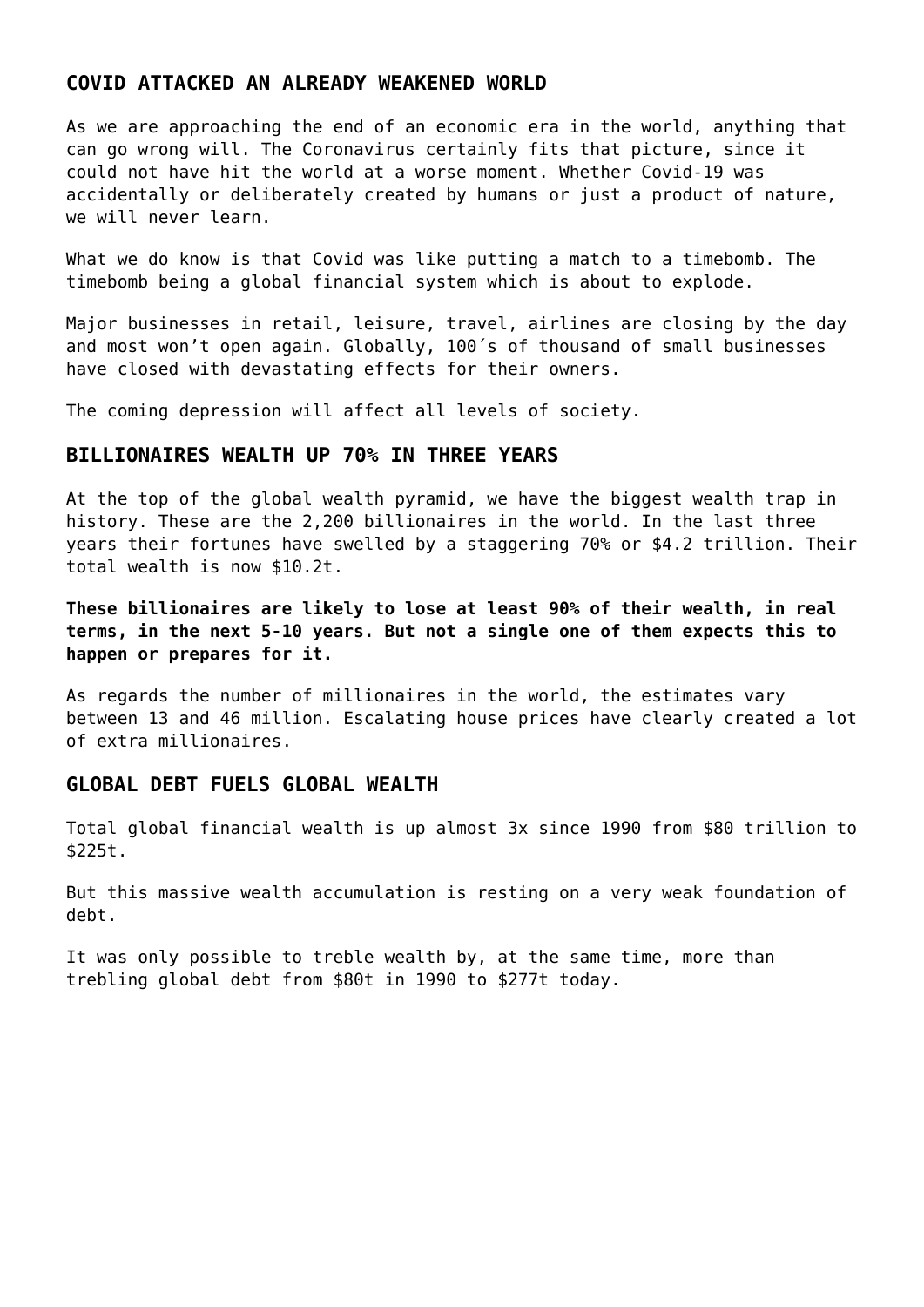## COVID ATTACKED AN ALREADY WEAKENED WORLD

As we are approaching the end of an economic era in the world, anything that can go wrong will. The Coronavirus certainly fits that picture, since it could not have hit the world at a worse moment. Whether Covid-19 was accidentally or deliberately created by humans or just a product of nature, we will never learn.

What we do know is that Covid was like putting a match to a timebomb. The timebomb being a global financial system which is about to explode.

Major businesses in retail, leisure, travel, airlines are closing by the day and most won't open again. Globally, 100´s of thousand of small businesses have closed with devastating effects for their owners.

The coming depression will affect all levels of society.

## BILLIONAIRES WEALTH UP 70% IN THREE YEARS

At the top of the global wealth pyramid, we have the biggest wealth trap in history. These are the 2,200 billionaires in the world. In the last three years their fortunes have swelled by a staggering 70% or $4.2 trillion. Their total wealth is now $10.2t.

**These billionaires are likely to lose at least 90% of their wealth, in real terms, in the next 5-10 years. But not a single one of them expects this to happen or prepares for it.**

As regards the number of millionaires in the world, the estimates vary between 13 and 46 million. Escalating house prices have clearly created a lot of extra millionaires.

## GLOBAL DEBT FUELS GLOBAL WEALTH

Total global financial wealth is up almost 3x since 1990 from $80 trillion to $225t.

But this massive wealth accumulation is resting on a very weak foundation of debt.

It was only possible to treble wealth by, at the same time, more than trebling global debt from $80t in 1990 to $277t today.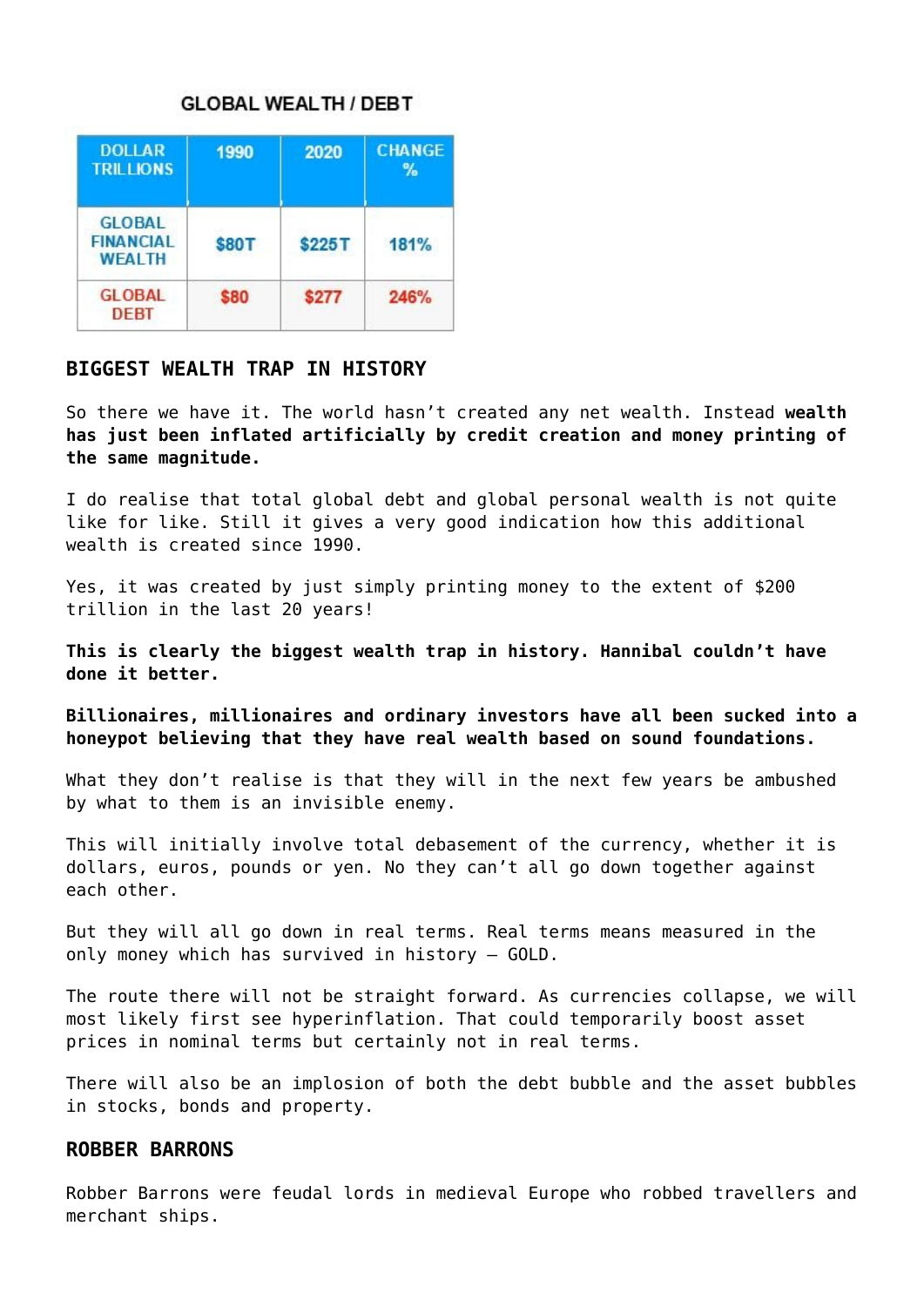**GLOBAL WEALTH / DEBT**

| DOLLAR TRILLIONS | 1990 | 2020 | CHANGE % |
| --- | --- | --- | --- |
| GLOBAL FINANCIAL WEALTH | $80T | $225T | 181% |
| GLOBAL DEBT | $80 | $277 | 246% |

## BIGGEST WEALTH TRAP IN HISTORY

So there we have it. The world hasn't created any net wealth. Instead **wealth has just been inflated artificially by credit creation and money printing of the same magnitude.**

I do realise that total global debt and global personal wealth is not quite like for like. Still it gives a very good indication how this additional wealth is created since 1990.

Yes, it was created by just simply printing money to the extent of $200 trillion in the last 20 years!

**This is clearly the biggest wealth trap in history. Hannibal couldn't have done it better.**

**Billionaires, millionaires and ordinary investors have all been sucked into a honeypot believing that they have real wealth based on sound foundations.**

What they don't realise is that they will in the next few years be ambushed by what to them is an invisible enemy.

This will initially involve total debasement of the currency, whether it is dollars, euros, pounds or yen. No they can't all go down together against each other.

But they will all go down in real terms. Real terms means measured in the only money which has survived in history – GOLD.

The route there will not be straight forward. As currencies collapse, we will most likely first see hyperinflation. That could temporarily boost asset prices in nominal terms but certainly not in real terms.

There will also be an implosion of both the debt bubble and the asset bubbles in stocks, bonds and property.

## ROBBER BARRONS

Robber Barrons were feudal lords in medieval Europe who robbed travellers and merchant ships.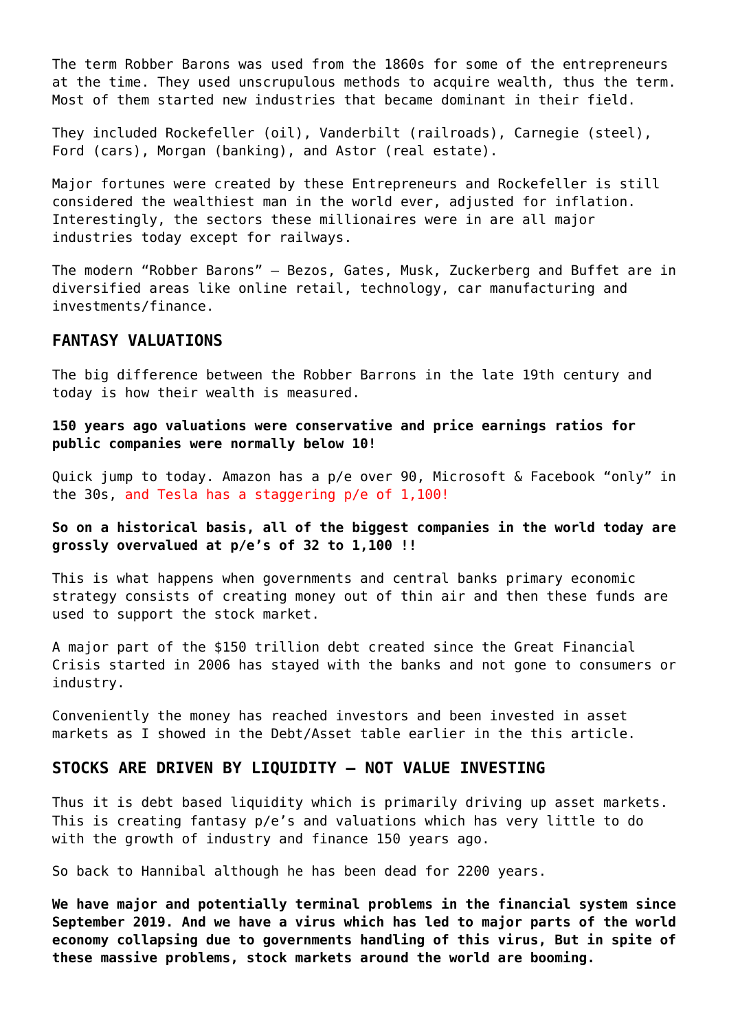The term Robber Barons was used from the 1860s for some of the entrepreneurs at the time. They used unscrupulous methods to acquire wealth, thus the term. Most of them started new industries that became dominant in their field.

They included Rockefeller (oil), Vanderbilt (railroads), Carnegie (steel), Ford (cars), Morgan (banking), and Astor (real estate).

Major fortunes were created by these Entrepreneurs and Rockefeller is still considered the wealthiest man in the world ever, adjusted for inflation. Interestingly, the sectors these millionaires were in are all major industries today except for railways.

The modern "Robber Barons" – Bezos, Gates, Musk, Zuckerberg and Buffet are in diversified areas like online retail, technology, car manufacturing and investments/finance.

## FANTASY VALUATIONS

The big difference between the Robber Barrons in the late 19th century and today is how their wealth is measured.

**150 years ago valuations were conservative and price earnings ratios for public companies were normally below 10!**

Quick jump to today. Amazon has a p/e over 90, Microsoft & Facebook "only" in the 30s, and Tesla has a staggering p/e of 1,100!

**So on a historical basis, all of the biggest companies in the world today are grossly overvalued at p/e's of 32 to 1,100 !!**

This is what happens when governments and central banks primary economic strategy consists of creating money out of thin air and then these funds are used to support the stock market.

A major part of the $150 trillion debt created since the Great Financial Crisis started in 2006 has stayed with the banks and not gone to consumers or industry.

Conveniently the money has reached investors and been invested in asset markets as I showed in the Debt/Asset table earlier in the this article.

## STOCKS ARE DRIVEN BY LIQUIDITY – NOT VALUE INVESTING

Thus it is debt based liquidity which is primarily driving up asset markets. This is creating fantasy p/e's and valuations which has very little to do with the growth of industry and finance 150 years ago.

So back to Hannibal although he has been dead for 2200 years.

**We have major and potentially terminal problems in the financial system since September 2019. And we have a virus which has led to major parts of the world economy collapsing due to governments handling of this virus, But in spite of these massive problems, stock markets around the world are booming.**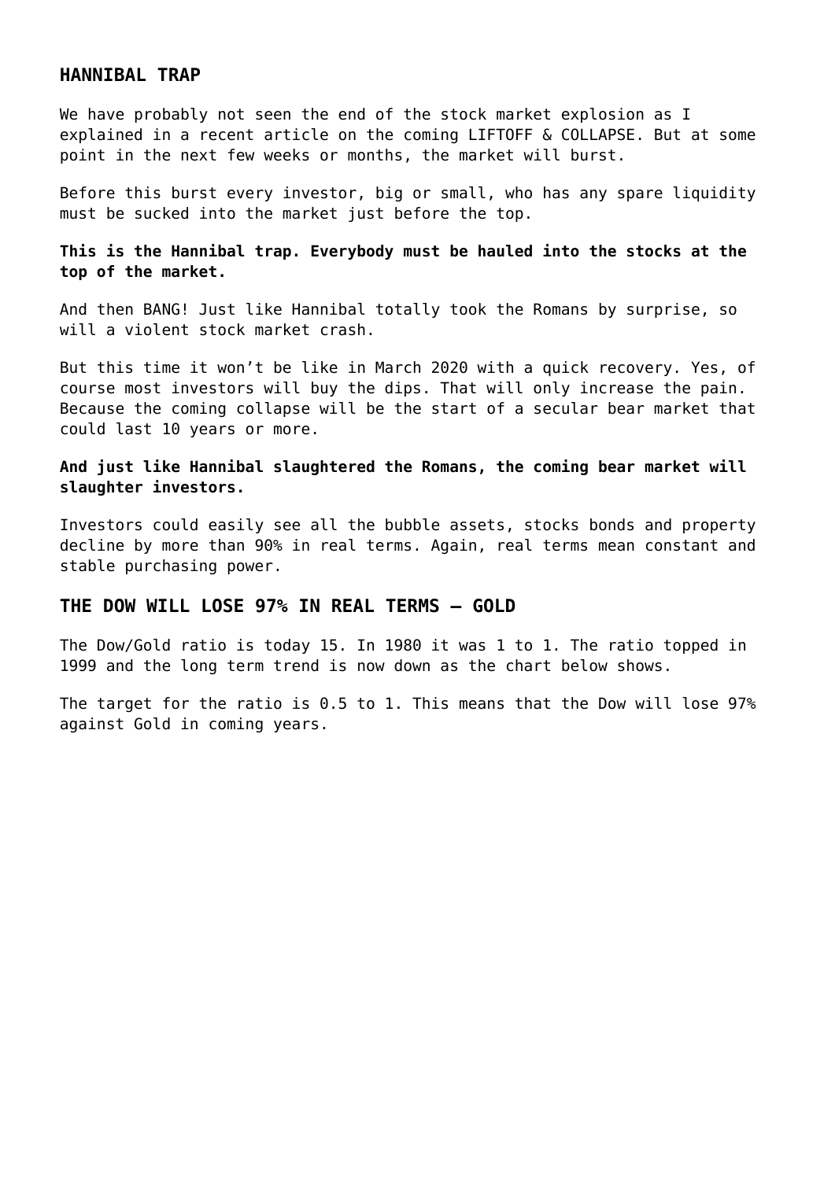## HANNIBAL TRAP

We have probably not seen the end of the stock market explosion as I explained in a recent article on the coming LIFTOFF & COLLAPSE. But at some point in the next few weeks or months, the market will burst.

Before this burst every investor, big or small, who has any spare liquidity must be sucked into the market just before the top.

**This is the Hannibal trap. Everybody must be hauled into the stocks at the top of the market.**

And then BANG! Just like Hannibal totally took the Romans by surprise, so will a violent stock market crash.

But this time it won't be like in March 2020 with a quick recovery. Yes, of course most investors will buy the dips. That will only increase the pain. Because the coming collapse will be the start of a secular bear market that could last 10 years or more.

**And just like Hannibal slaughtered the Romans, the coming bear market will slaughter investors.**

Investors could easily see all the bubble assets, stocks bonds and property decline by more than 90% in real terms. Again, real terms mean constant and stable purchasing power.

## THE DOW WILL LOSE 97% IN REAL TERMS – GOLD

The Dow/Gold ratio is today 15. In 1980 it was 1 to 1. The ratio topped in 1999 and the long term trend is now down as the chart below shows.

The target for the ratio is 0.5 to 1. This means that the Dow will lose 97% against Gold in coming years.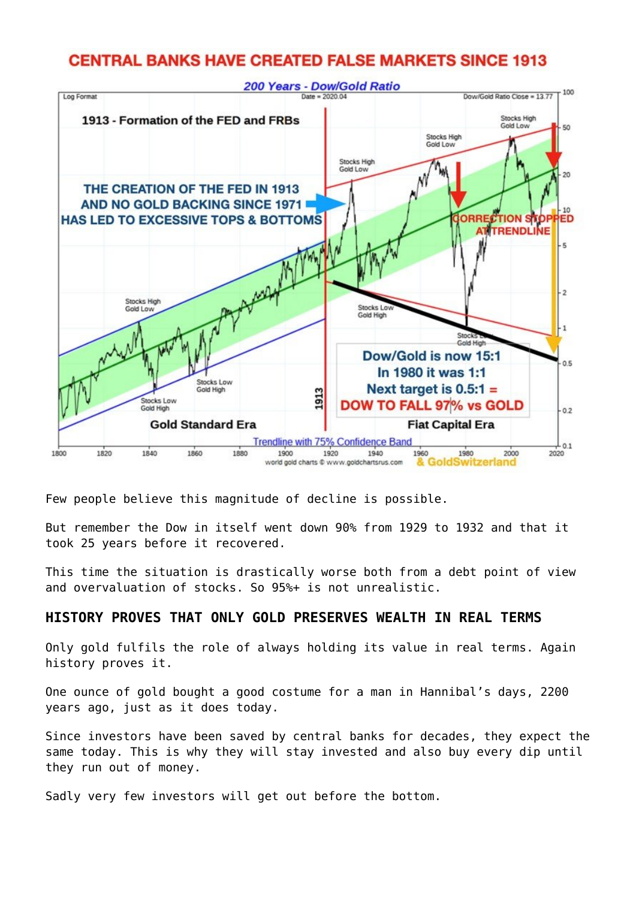CENTRAL BANKS HAVE CREATED FALSE MARKETS SINCE 1913

200 Years - Dow/Gold Ratio

Log Format | Date = 2020.04 | Dow/Gold Ratio Close = 13.77

1913 - Formation of the FED and FRBs

THE CREATION OF THE FED IN 1913 AND NO GOLD BACKING SINCE 1971 HAS LED TO EXCESSIVE TOPS & BOTTOMS

CORRECTION STOPPED AT TRENDLINE

Stocks High Gold Low

Stocks Low Gold High

Dow/Gold is now 15:1
In 1980 it was 1:1
Next target is 0.5:1 =
DOW TO FALL 97% vs GOLD

Gold Standard Era

Fiat Capital Era

Trendline with 75% Confidence Band

world gold charts © www.goldchartsrus.com & GoldSwitzerland

Few people believe this magnitude of decline is possible.

But remember the Dow in itself went down 90% from 1929 to 1932 and that it took 25 years before it recovered.

This time the situation is drastically worse both from a debt point of view and overvaluation of stocks. So 95%+ is not unrealistic.

## HISTORY PROVES THAT ONLY GOLD PRESERVES WEALTH IN REAL TERMS

Only gold fulfils the role of always holding its value in real terms. Again history proves it.

One ounce of gold bought a good costume for a man in Hannibal's days, 2200 years ago, just as it does today.

Since investors have been saved by central banks for decades, they expect the same today. This is why they will stay invested and also buy every dip until they run out of money.

Sadly very few investors will get out before the bottom.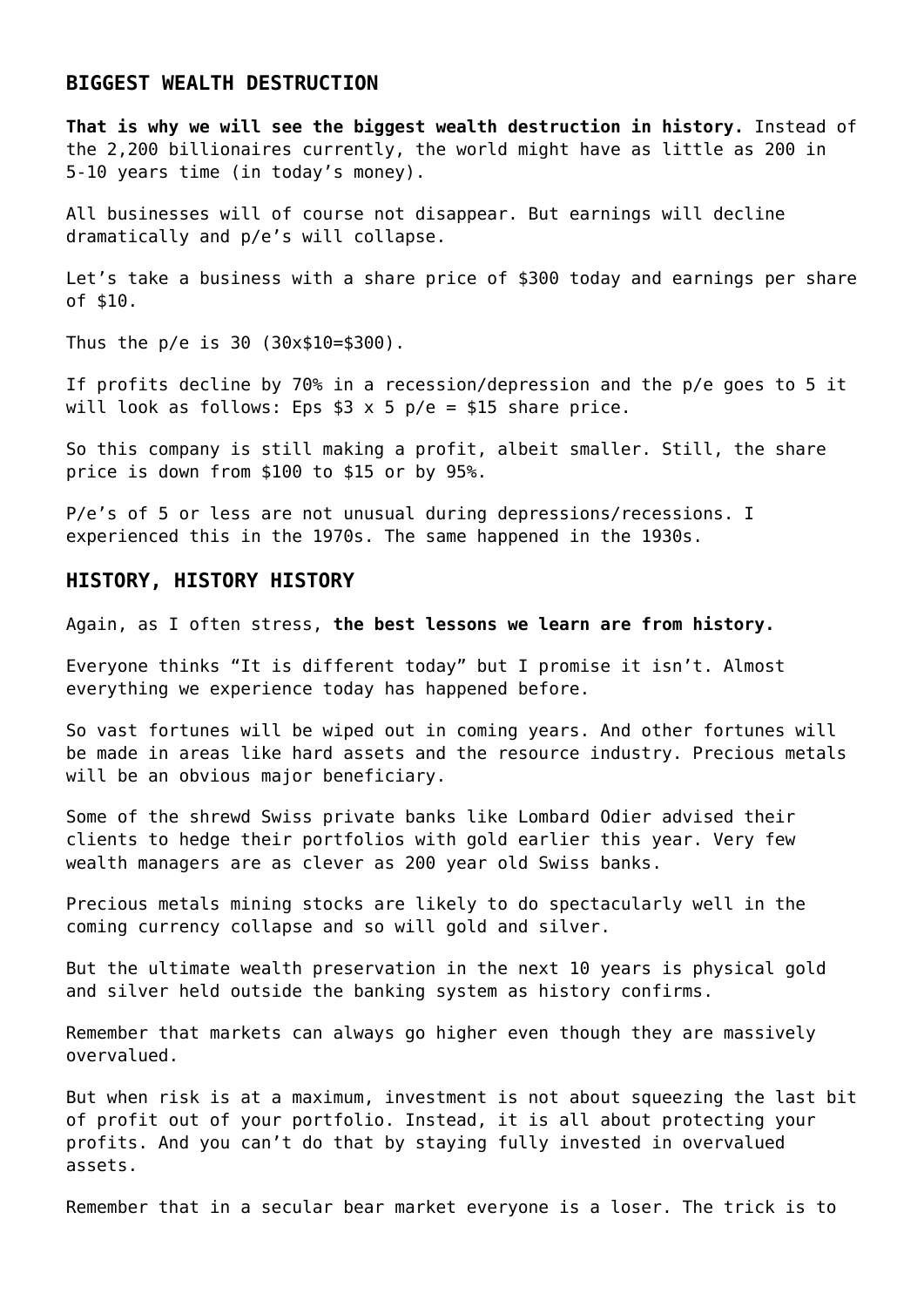## BIGGEST WEALTH DESTRUCTION

**That is why we will see the biggest wealth destruction in history.** Instead of the 2,200 billionaires currently, the world might have as little as 200 in 5-10 years time (in today's money).

All businesses will of course not disappear. But earnings will decline dramatically and p/e's will collapse.

Let's take a business with a share price of $300 today and earnings per share of $10.

Thus the p/e is 30 (30x$10=$300).

If profits decline by 70% in a recession/depression and the p/e goes to 5 it will look as follows: Eps $3 x 5 p/e = $15 share price.

So this company is still making a profit, albeit smaller. Still, the share price is down from $100 to $15 or by 95%.

P/e's of 5 or less are not unusual during depressions/recessions. I experienced this in the 1970s. The same happened in the 1930s.

## HISTORY, HISTORY HISTORY

Again, as I often stress, **the best lessons we learn are from history.**

Everyone thinks "It is different today" but I promise it isn't. Almost everything we experience today has happened before.

So vast fortunes will be wiped out in coming years. And other fortunes will be made in areas like hard assets and the resource industry. Precious metals will be an obvious major beneficiary.

Some of the shrewd Swiss private banks like Lombard Odier advised their clients to hedge their portfolios with gold earlier this year. Very few wealth managers are as clever as 200 year old Swiss banks.

Precious metals mining stocks are likely to do spectacularly well in the coming currency collapse and so will gold and silver.

But the ultimate wealth preservation in the next 10 years is physical gold and silver held outside the banking system as history confirms.

Remember that markets can always go higher even though they are massively overvalued.

But when risk is at a maximum, investment is not about squeezing the last bit of profit out of your portfolio. Instead, it is all about protecting your profits. And you can't do that by staying fully invested in overvalued assets.

Remember that in a secular bear market everyone is a loser. The trick is to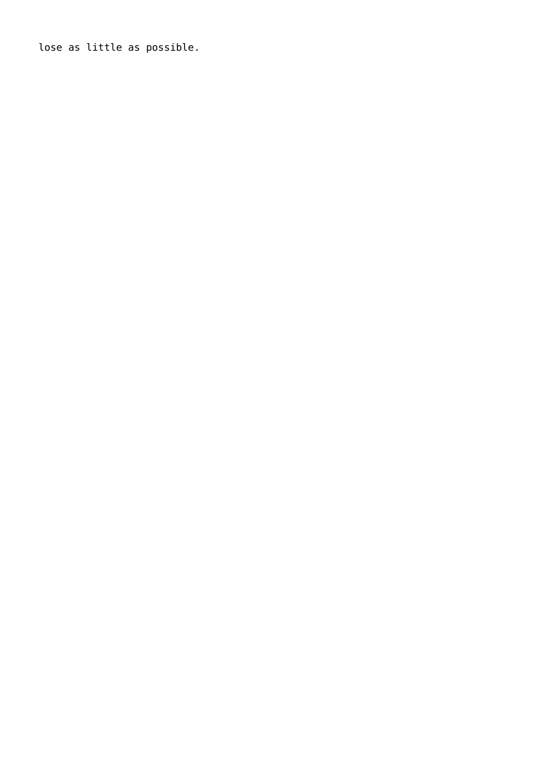lose as little as possible.